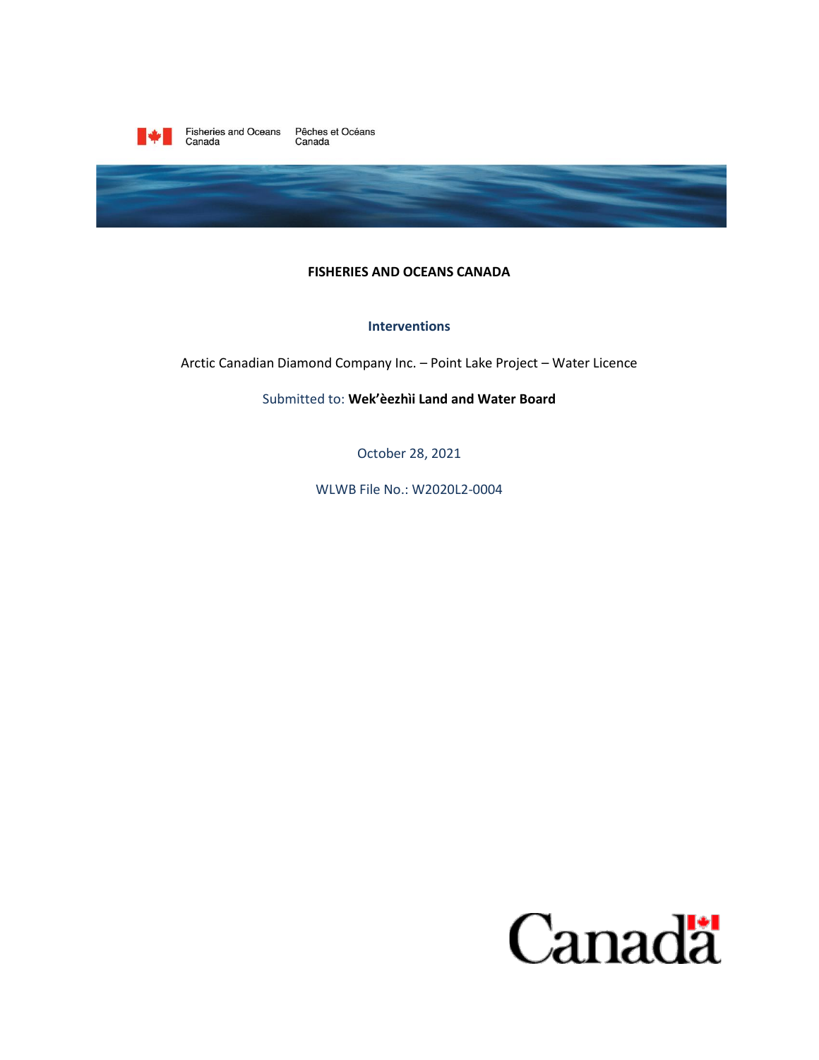Fisheries and Oceans Canada / Pêches et Océans Canada

# FISHERIES AND OCEANS CANADA

## Interventions

Arctic Canadian Diamond Company Inc. – Point Lake Project – Water Licence

Submitted to: **Wek'èezhìi Land and Water Board**

October 28, 2021

WLWB File No.: W2020L2-0004

Canada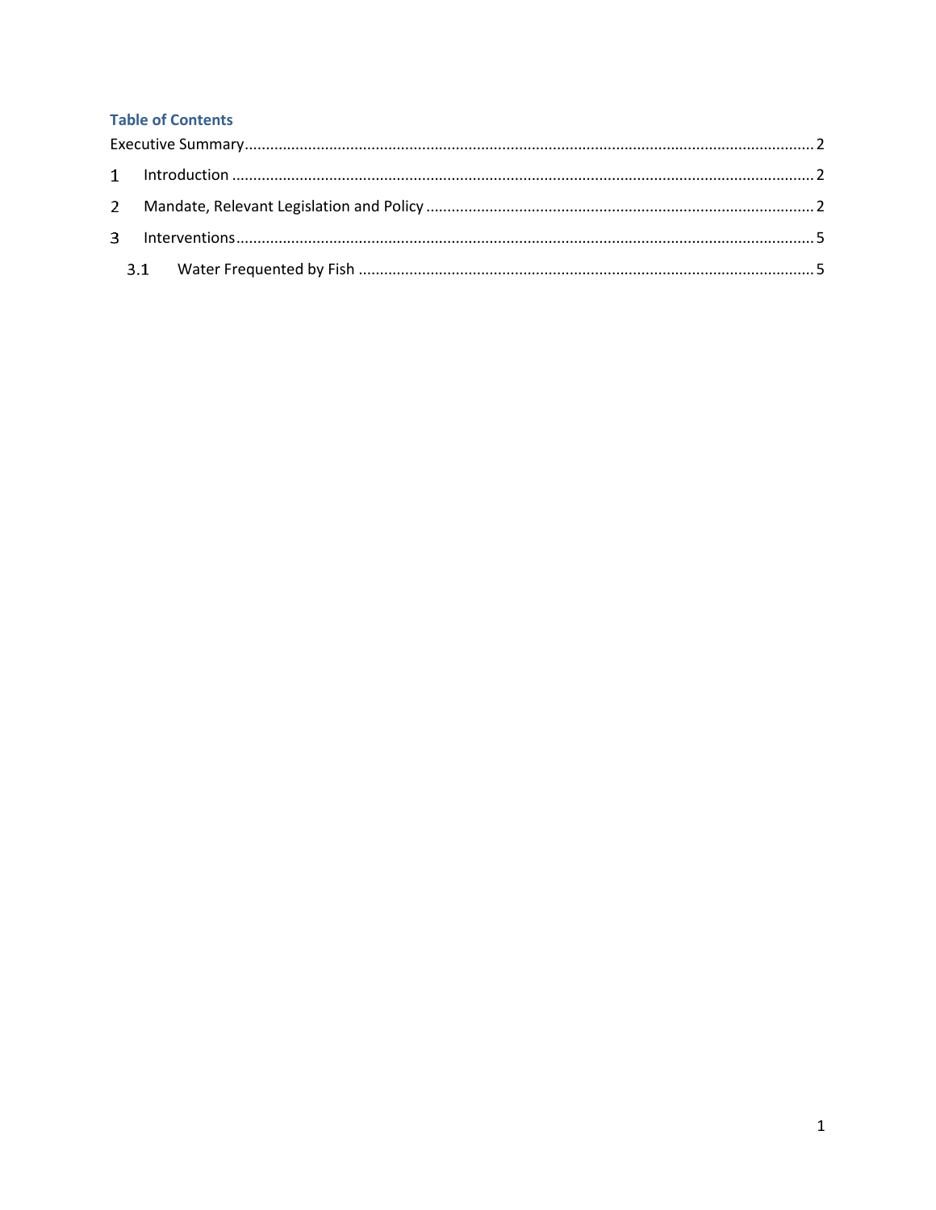## Table of Contents

Executive Summary ... 2

1 Introduction ... 2

2 Mandate, Relevant Legislation and Policy ... 2

3 Interventions ... 5

3.1 Water Frequented by Fish ... 5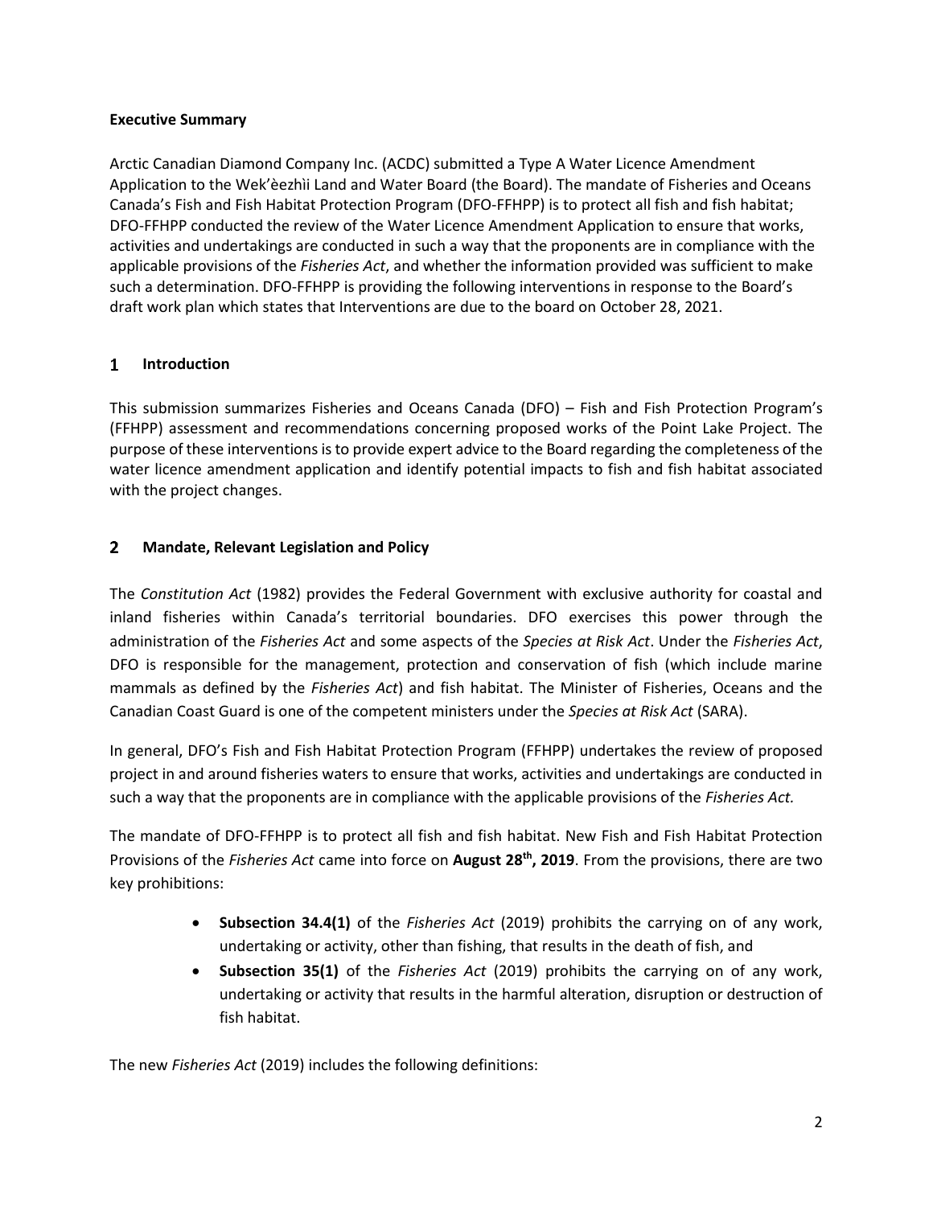**Executive Summary**

Arctic Canadian Diamond Company Inc. (ACDC) submitted a Type A Water Licence Amendment Application to the Wek'èezhìi Land and Water Board (the Board). The mandate of Fisheries and Oceans Canada's Fish and Fish Habitat Protection Program (DFO-FFHPP) is to protect all fish and fish habitat; DFO-FFHPP conducted the review of the Water Licence Amendment Application to ensure that works, activities and undertakings are conducted in such a way that the proponents are in compliance with the applicable provisions of the *Fisheries Act*, and whether the information provided was sufficient to make such a determination. DFO-FFHPP is providing the following interventions in response to the Board's draft work plan which states that Interventions are due to the board on October 28, 2021.

## 1 Introduction

This submission summarizes Fisheries and Oceans Canada (DFO) – Fish and Fish Protection Program's (FFHPP) assessment and recommendations concerning proposed works of the Point Lake Project. The purpose of these interventions is to provide expert advice to the Board regarding the completeness of the water licence amendment application and identify potential impacts to fish and fish habitat associated with the project changes.

## 2 Mandate, Relevant Legislation and Policy

The *Constitution Act* (1982) provides the Federal Government with exclusive authority for coastal and inland fisheries within Canada's territorial boundaries. DFO exercises this power through the administration of the *Fisheries Act* and some aspects of the *Species at Risk Act*. Under the *Fisheries Act*, DFO is responsible for the management, protection and conservation of fish (which include marine mammals as defined by the *Fisheries Act*) and fish habitat. The Minister of Fisheries, Oceans and the Canadian Coast Guard is one of the competent ministers under the *Species at Risk Act* (SARA).

In general, DFO's Fish and Fish Habitat Protection Program (FFHPP) undertakes the review of proposed project in and around fisheries waters to ensure that works, activities and undertakings are conducted in such a way that the proponents are in compliance with the applicable provisions of the *Fisheries Act.*

The mandate of DFO-FFHPP is to protect all fish and fish habitat. New Fish and Fish Habitat Protection Provisions of the *Fisheries Act* came into force on **August 28th, 2019**. From the provisions, there are two key prohibitions:

- **Subsection 34.4(1)** of the *Fisheries Act* (2019) prohibits the carrying on of any work, undertaking or activity, other than fishing, that results in the death of fish, and
- **Subsection 35(1)** of the *Fisheries Act* (2019) prohibits the carrying on of any work, undertaking or activity that results in the harmful alteration, disruption or destruction of fish habitat.

The new *Fisheries Act* (2019) includes the following definitions: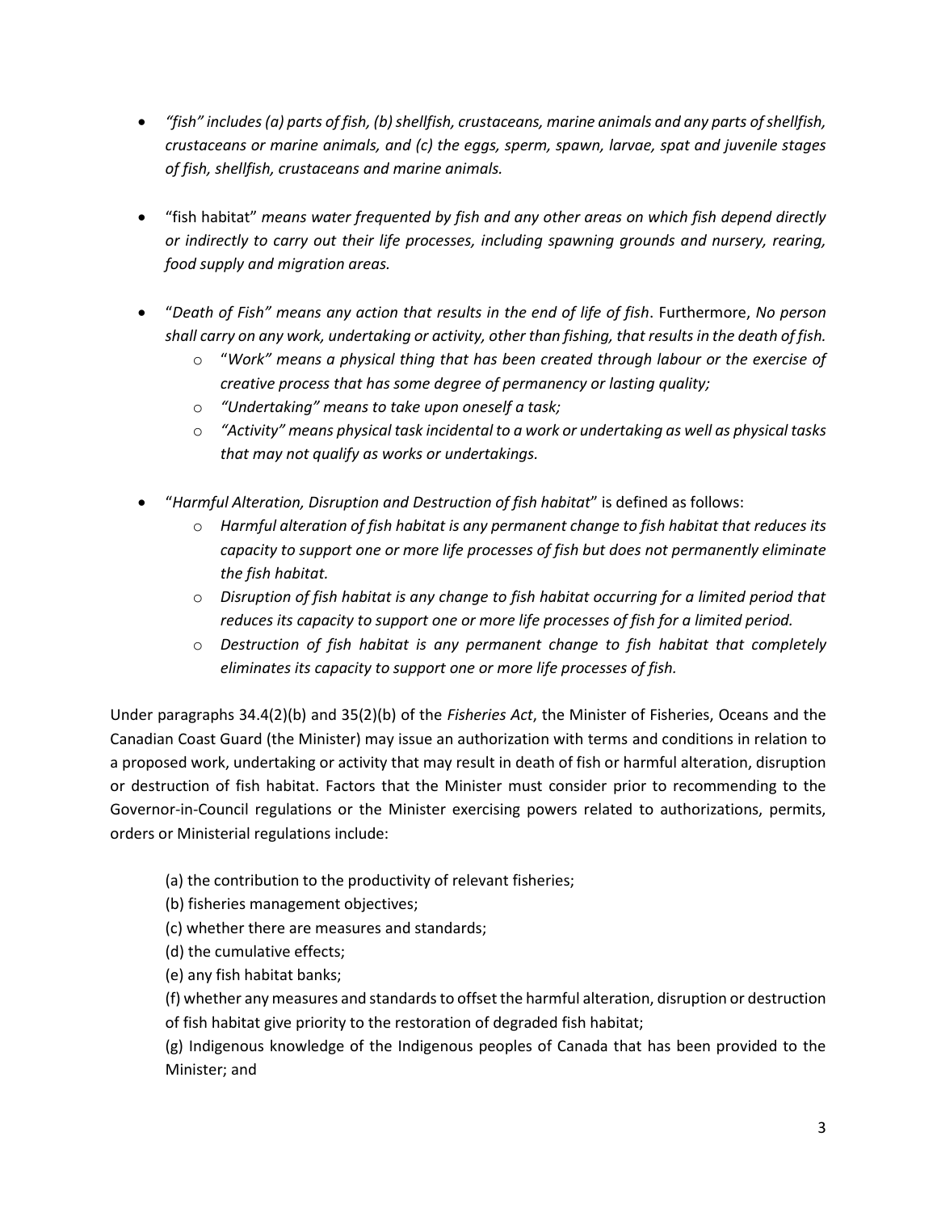- *"fish" includes (a) parts of fish, (b) shellfish, crustaceans, marine animals and any parts of shellfish, crustaceans or marine animals, and (c) the eggs, sperm, spawn, larvae, spat and juvenile stages of fish, shellfish, crustaceans and marine animals.*

- "fish habitat" *means water frequented by fish and any other areas on which fish depend directly or indirectly to carry out their life processes, including spawning grounds and nursery, rearing, food supply and migration areas.*

- "*Death of Fish" means any action that results in the end of life of fish*. Furthermore, *No person shall carry on any work, undertaking or activity, other than fishing, that results in the death of fish.*
    - "*Work" means a physical thing that has been created through labour or the exercise of creative process that has some degree of permanency or lasting quality;*
    - *"Undertaking" means to take upon oneself a task;*
    - *"Activity" means physical task incidental to a work or undertaking as well as physical tasks that may not qualify as works or undertakings.*

- "*Harmful Alteration, Disruption and Destruction of fish habitat*" is defined as follows:
    - *Harmful alteration of fish habitat is any permanent change to fish habitat that reduces its capacity to support one or more life processes of fish but does not permanently eliminate the fish habitat.*
    - *Disruption of fish habitat is any change to fish habitat occurring for a limited period that reduces its capacity to support one or more life processes of fish for a limited period.*
    - *Destruction of fish habitat is any permanent change to fish habitat that completely eliminates its capacity to support one or more life processes of fish.*

Under paragraphs 34.4(2)(b) and 35(2)(b) of the *Fisheries Act*, the Minister of Fisheries, Oceans and the Canadian Coast Guard (the Minister) may issue an authorization with terms and conditions in relation to a proposed work, undertaking or activity that may result in death of fish or harmful alteration, disruption or destruction of fish habitat. Factors that the Minister must consider prior to recommending to the Governor-in-Council regulations or the Minister exercising powers related to authorizations, permits, orders or Ministerial regulations include:

(a) the contribution to the productivity of relevant fisheries;
(b) fisheries management objectives;
(c) whether there are measures and standards;
(d) the cumulative effects;
(e) any fish habitat banks;
(f) whether any measures and standards to offset the harmful alteration, disruption or destruction of fish habitat give priority to the restoration of degraded fish habitat;
(g) Indigenous knowledge of the Indigenous peoples of Canada that has been provided to the Minister; and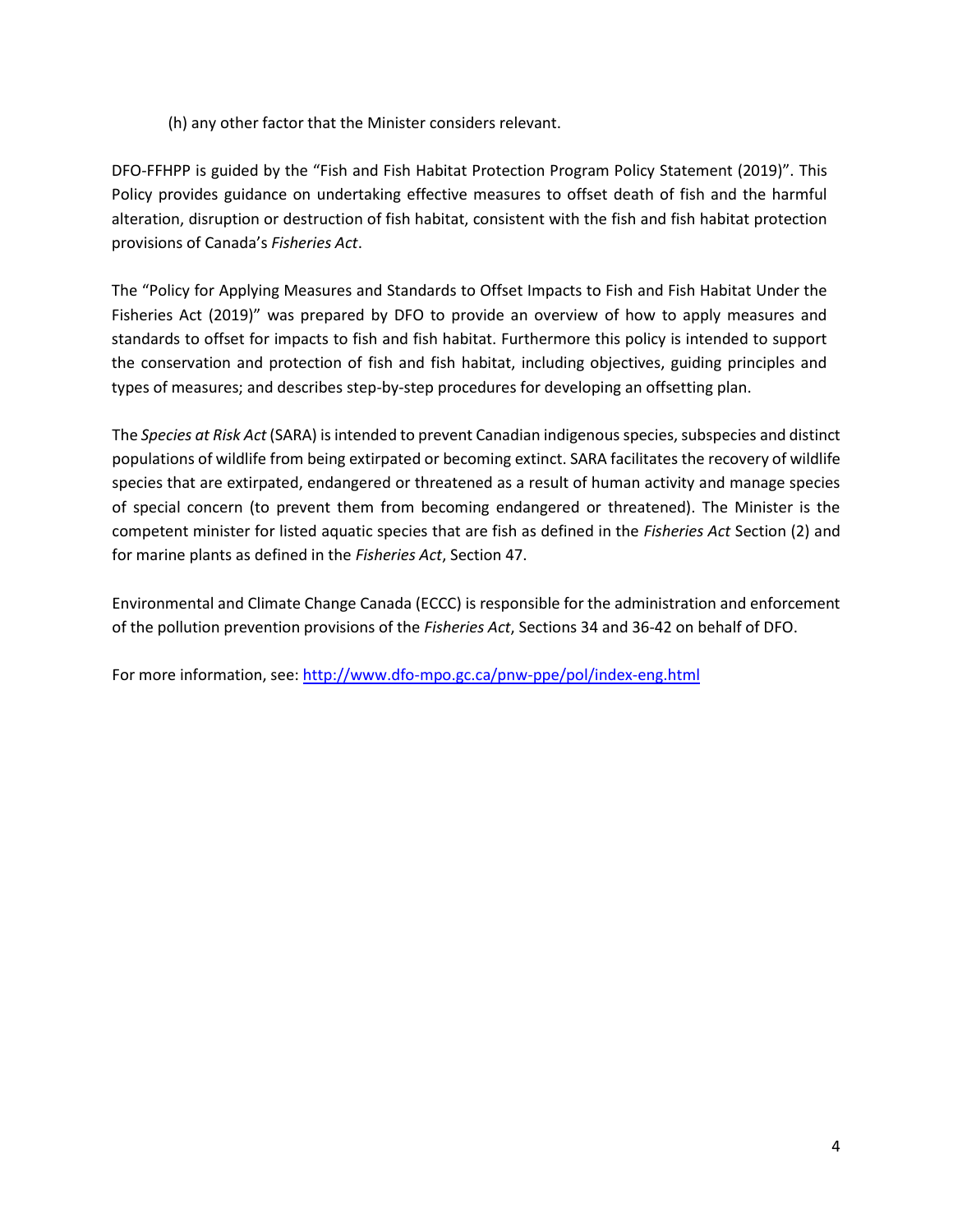(h) any other factor that the Minister considers relevant.

DFO-FFHPP is guided by the “Fish and Fish Habitat Protection Program Policy Statement (2019)”. This Policy provides guidance on undertaking effective measures to offset death of fish and the harmful alteration, disruption or destruction of fish habitat, consistent with the fish and fish habitat protection provisions of Canada’s *Fisheries Act*.

The “Policy for Applying Measures and Standards to Offset Impacts to Fish and Fish Habitat Under the Fisheries Act (2019)” was prepared by DFO to provide an overview of how to apply measures and standards to offset for impacts to fish and fish habitat. Furthermore this policy is intended to support the conservation and protection of fish and fish habitat, including objectives, guiding principles and types of measures; and describes step-by-step procedures for developing an offsetting plan.

The *Species at Risk Act* (SARA) is intended to prevent Canadian indigenous species, subspecies and distinct populations of wildlife from being extirpated or becoming extinct. SARA facilitates the recovery of wildlife species that are extirpated, endangered or threatened as a result of human activity and manage species of special concern (to prevent them from becoming endangered or threatened). The Minister is the competent minister for listed aquatic species that are fish as defined in the *Fisheries Act* Section (2) and for marine plants as defined in the *Fisheries Act*, Section 47.

Environmental and Climate Change Canada (ECCC) is responsible for the administration and enforcement of the pollution prevention provisions of the *Fisheries Act*, Sections 34 and 36-42 on behalf of DFO.

For more information, see: [http://www.dfo-mpo.gc.ca/pnw-ppe/pol/index-eng.html](http://www.dfo-mpo.gc.ca/pnw-ppe/pol/index-eng.html)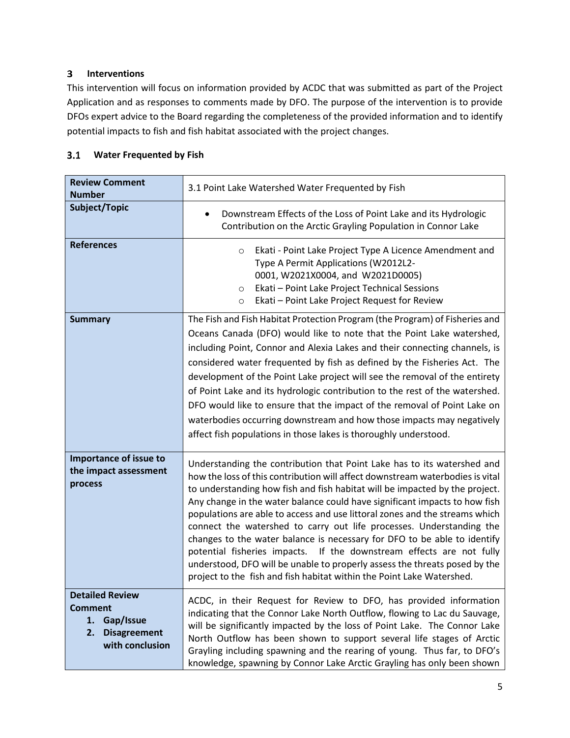## 3 Interventions

This intervention will focus on information provided by ACDC that was submitted as part of the Project Application and as responses to comments made by DFO. The purpose of the intervention is to provide DFOs expert advice to the Board regarding the completeness of the provided information and to identify potential impacts to fish and fish habitat associated with the project changes.

### 3.1 Water Frequented by Fish

| **Review Comment Number** | 3.1 Point Lake Watershed Water Frequented by Fish |
|---|---|
| **Subject/Topic** | • Downstream Effects of the Loss of Point Lake and its Hydrologic Contribution on the Arctic Grayling Population in Connor Lake |
| **References** | ○ Ekati - Point Lake Project Type A Licence Amendment and Type A Permit Applications (W2012L2-0001, W2021X0004, and W2021D0005)<br>○ Ekati – Point Lake Project Technical Sessions<br>○ Ekati – Point Lake Project Request for Review |
| **Summary** | The Fish and Fish Habitat Protection Program (the Program) of Fisheries and Oceans Canada (DFO) would like to note that the Point Lake watershed, including Point, Connor and Alexia Lakes and their connecting channels, is considered water frequented by fish as defined by the Fisheries Act. The development of the Point Lake project will see the removal of the entirety of Point Lake and its hydrologic contribution to the rest of the watershed. DFO would like to ensure that the impact of the removal of Point Lake on waterbodies occurring downstream and how those impacts may negatively affect fish populations in those lakes is thoroughly understood. |
| **Importance of issue to the impact assessment process** | Understanding the contribution that Point Lake has to its watershed and how the loss of this contribution will affect downstream waterbodies is vital to understanding how fish and fish habitat will be impacted by the project. Any change in the water balance could have significant impacts to how fish populations are able to access and use littoral zones and the streams which connect the watershed to carry out life processes. Understanding the changes to the water balance is necessary for DFO to be able to identify potential fisheries impacts. If the downstream effects are not fully understood, DFO will be unable to properly assess the threats posed by the project to the fish and fish habitat within the Point Lake Watershed. |
| **Detailed Review Comment**<br>1. **Gap/Issue**<br>2. **Disagreement with conclusion** | ACDC, in their Request for Review to DFO, has provided information indicating that the Connor Lake North Outflow, flowing to Lac du Sauvage, will be significantly impacted by the loss of Point Lake. The Connor Lake North Outflow has been shown to support several life stages of Arctic Grayling including spawning and the rearing of young. Thus far, to DFO's knowledge, spawning by Connor Lake Arctic Grayling has only been shown |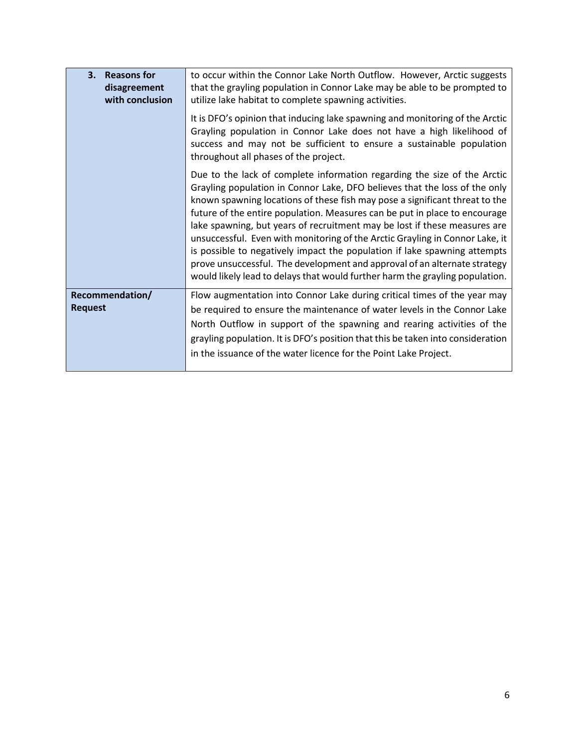| | |
|---|---|
| **3. Reasons for disagreement with conclusion** | to occur within the Connor Lake North Outflow. However, Arctic suggests that the grayling population in Connor Lake may be able to be prompted to utilize lake habitat to complete spawning activities.<br><br>It is DFO's opinion that inducing lake spawning and monitoring of the Arctic Grayling population in Connor Lake does not have a high likelihood of success and may not be sufficient to ensure a sustainable population throughout all phases of the project.<br><br>Due to the lack of complete information regarding the size of the Arctic Grayling population in Connor Lake, DFO believes that the loss of the only known spawning locations of these fish may pose a significant threat to the future of the entire population. Measures can be put in place to encourage lake spawning, but years of recruitment may be lost if these measures are unsuccessful. Even with monitoring of the Arctic Grayling in Connor Lake, it is possible to negatively impact the population if lake spawning attempts prove unsuccessful. The development and approval of an alternate strategy would likely lead to delays that would further harm the grayling population. |
| **Recommendation/ Request** | Flow augmentation into Connor Lake during critical times of the year may be required to ensure the maintenance of water levels in the Connor Lake North Outflow in support of the spawning and rearing activities of the grayling population. It is DFO's position that this be taken into consideration in the issuance of the water licence for the Point Lake Project. |